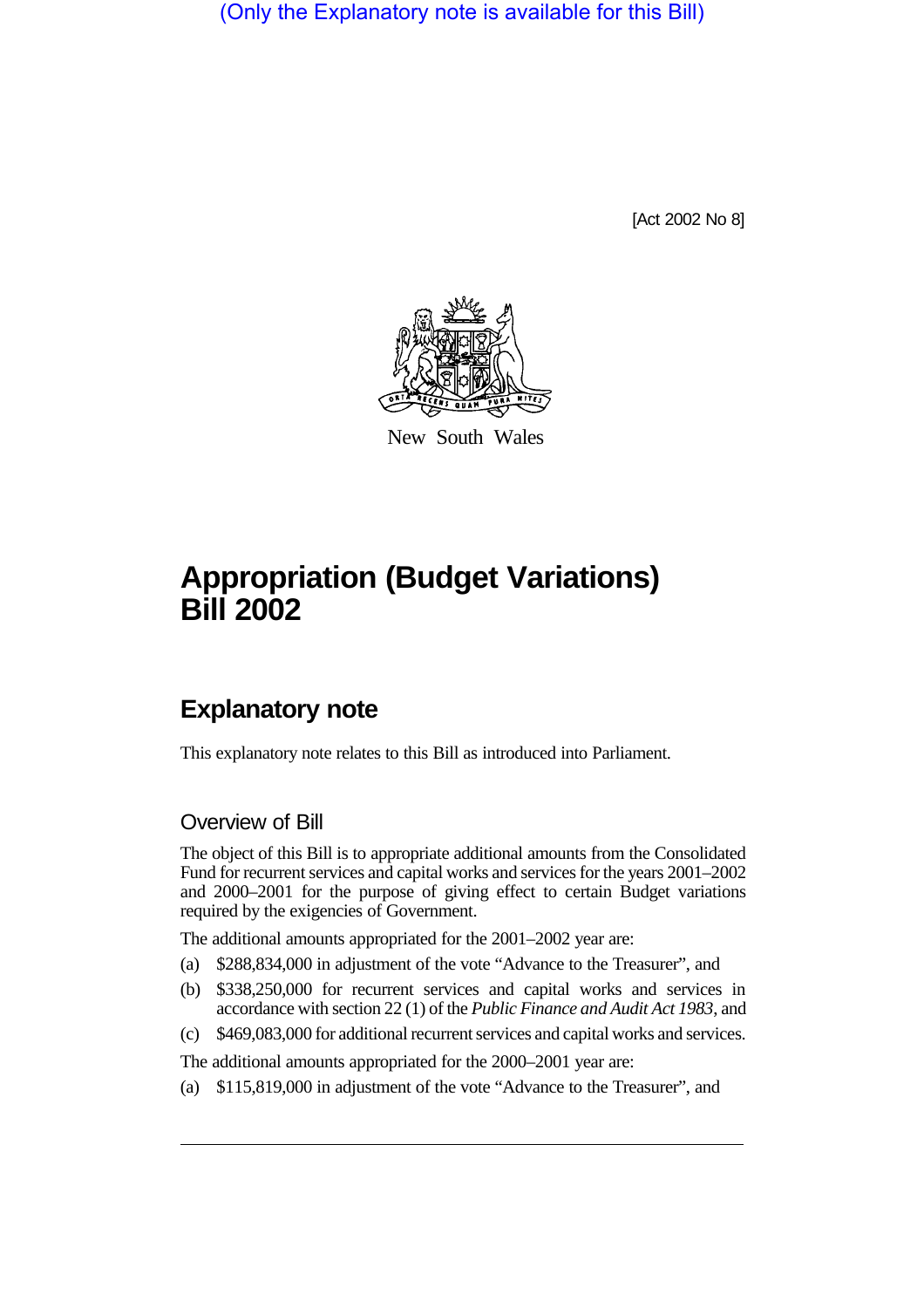(Only the Explanatory note is available for this Bill)

[Act 2002 No 8]

New South Wales

# Appropriation (Budget Variations) Bill 2002

## Explanatory note

This explanatory note relates to this Bill as introduced into Parliament.

### Overview of Bill

The object of this Bill is to appropriate additional amounts from the Consolidated Fund for recurrent services and capital works and services for the years 2001–2002 and 2000–2001 for the purpose of giving effect to certain Budget variations required by the exigencies of Government.

The additional amounts appropriated for the 2001–2002 year are:

(a) $288,834,000 in adjustment of the vote "Advance to the Treasurer", and

(b) $338,250,000 for recurrent services and capital works and services in accordance with section 22 (1) of the *Public Finance and Audit Act 1983*, and

(c) $469,083,000 for additional recurrent services and capital works and services.

The additional amounts appropriated for the 2000–2001 year are:

(a) $115,819,000 in adjustment of the vote "Advance to the Treasurer", and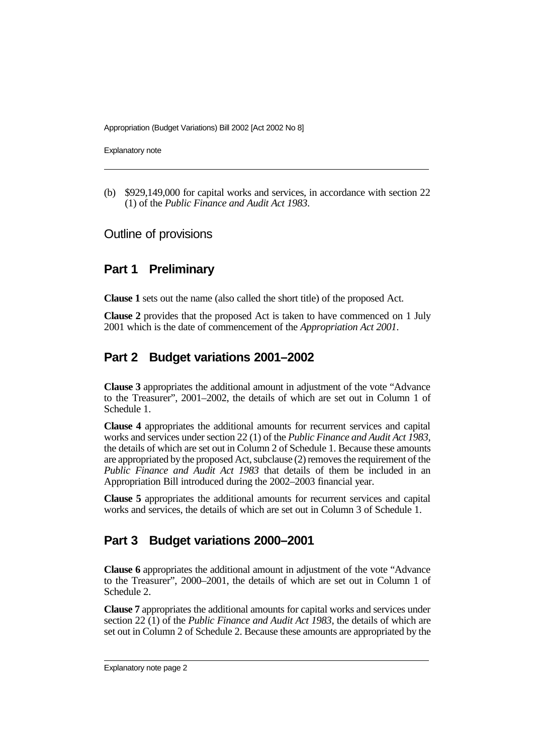(b) $929,149,000 for capital works and services, in accordance with section 22 (1) of the *Public Finance and Audit Act 1983*.

## Outline of provisions

### Part 1 Preliminary

**Clause 1** sets out the name (also called the short title) of the proposed Act.

**Clause 2** provides that the proposed Act is taken to have commenced on 1 July 2001 which is the date of commencement of the *Appropriation Act 2001*.

### Part 2 Budget variations 2001–2002

**Clause 3** appropriates the additional amount in adjustment of the vote "Advance to the Treasurer", 2001–2002, the details of which are set out in Column 1 of Schedule 1.

**Clause 4** appropriates the additional amounts for recurrent services and capital works and services under section 22 (1) of the *Public Finance and Audit Act 1983*, the details of which are set out in Column 2 of Schedule 1. Because these amounts are appropriated by the proposed Act, subclause (2) removes the requirement of the *Public Finance and Audit Act 1983* that details of them be included in an Appropriation Bill introduced during the 2002–2003 financial year.

**Clause 5** appropriates the additional amounts for recurrent services and capital works and services, the details of which are set out in Column 3 of Schedule 1.

### Part 3 Budget variations 2000–2001

**Clause 6** appropriates the additional amount in adjustment of the vote "Advance to the Treasurer", 2000–2001, the details of which are set out in Column 1 of Schedule 2.

**Clause 7** appropriates the additional amounts for capital works and services under section 22 (1) of the *Public Finance and Audit Act 1983*, the details of which are set out in Column 2 of Schedule 2. Because these amounts are appropriated by the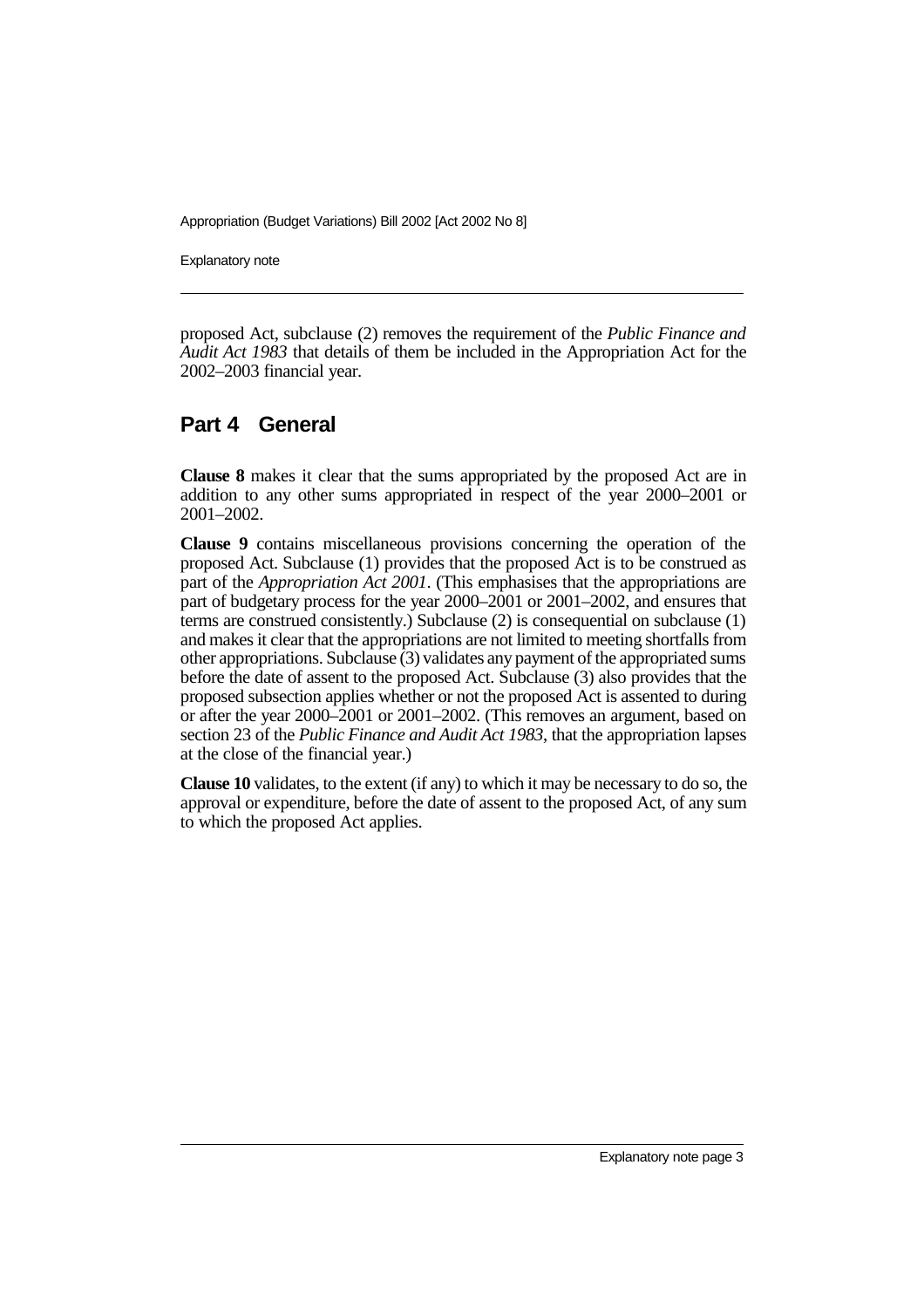proposed Act, subclause (2) removes the requirement of the *Public Finance and Audit Act 1983* that details of them be included in the Appropriation Act for the 2002–2003 financial year.

## Part 4 General

**Clause 8** makes it clear that the sums appropriated by the proposed Act are in addition to any other sums appropriated in respect of the year 2000–2001 or 2001–2002.

**Clause 9** contains miscellaneous provisions concerning the operation of the proposed Act. Subclause (1) provides that the proposed Act is to be construed as part of the *Appropriation Act 2001*. (This emphasises that the appropriations are part of budgetary process for the year 2000–2001 or 2001–2002, and ensures that terms are construed consistently.) Subclause (2) is consequential on subclause (1) and makes it clear that the appropriations are not limited to meeting shortfalls from other appropriations. Subclause (3) validates any payment of the appropriated sums before the date of assent to the proposed Act. Subclause (3) also provides that the proposed subsection applies whether or not the proposed Act is assented to during or after the year 2000–2001 or 2001–2002. (This removes an argument, based on section 23 of the *Public Finance and Audit Act 1983*, that the appropriation lapses at the close of the financial year.)

**Clause 10** validates, to the extent (if any) to which it may be necessary to do so, the approval or expenditure, before the date of assent to the proposed Act, of any sum to which the proposed Act applies.